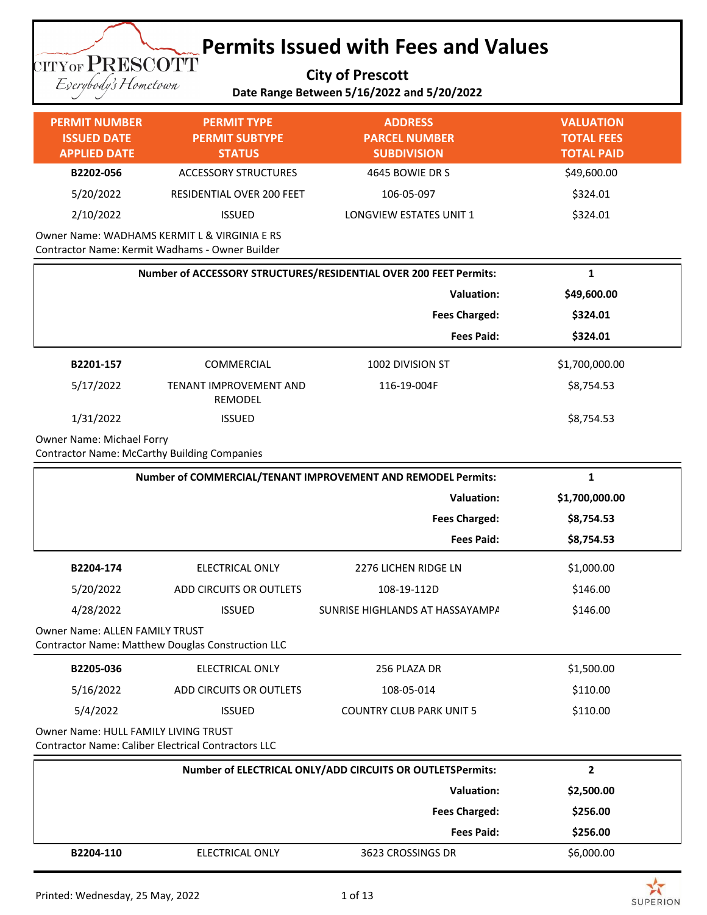# Permits Issued with Fees and Values

**City of Prescott**

**Date Range Between 5/16/2022 and 5/20/2022**

| PERMIT NUMBER<br>ISSUED DATE<br>APPLIED DATE | PERMIT TYPE<br>PERMIT SUBTYPE<br>STATUS | ADDRESS<br>PARCEL NUMBER<br>SUBDIVISION | VALUATION<br>TOTAL FEES<br>TOTAL PAID |
|---|---|---|---|
| **B2202-056** | ACCESSORY STRUCTURES | 4645 BOWIE DR S | $49,600.00 |
| 5/20/2022 | RESIDENTIAL OVER 200 FEET | 106-05-097 | $324.01 |
| 2/10/2022 | ISSUED | LONGVIEW ESTATES UNIT 1 | $324.01 |

Owner Name: WADHAMS KERMIT L & VIRGINIA E RS
Contractor Name: Kermit Wadhams - Owner Builder

| | |
|---|---|
| **Number of ACCESSORY STRUCTURES/RESIDENTIAL OVER 200 FEET Permits:** | **1** |
| **Valuation:** | **$49,600.00** |
| **Fees Charged:** | **$324.01** |
| **Fees Paid:** | **$324.01** |

| | | | |
|---|---|---|---|
| **B2201-157** | COMMERCIAL | 1002 DIVISION ST | $1,700,000.00 |
| 5/17/2022 | TENANT IMPROVEMENT AND REMODEL | 116-19-004F | $8,754.53 |
| 1/31/2022 | ISSUED | | $8,754.53 |

Owner Name: Michael Forry
Contractor Name: McCarthy Building Companies

| | |
|---|---|
| **Number of COMMERCIAL/TENANT IMPROVEMENT AND REMODEL Permits:** | **1** |
| **Valuation:** | **$1,700,000.00** |
| **Fees Charged:** | **$8,754.53** |
| **Fees Paid:** | **$8,754.53** |

| | | | |
|---|---|---|---|
| **B2204-174** | ELECTRICAL ONLY | 2276 LICHEN RIDGE LN | $1,000.00 |
| 5/20/2022 | ADD CIRCUITS OR OUTLETS | 108-19-112D | $146.00 |
| 4/28/2022 | ISSUED | SUNRISE HIGHLANDS AT HASSAYAMPA | $146.00 |

Owner Name: ALLEN FAMILY TRUST
Contractor Name: Matthew Douglas Construction LLC

| | | | |
|---|---|---|---|
| **B2205-036** | ELECTRICAL ONLY | 256 PLAZA DR | $1,500.00 |
| 5/16/2022 | ADD CIRCUITS OR OUTLETS | 108-05-014 | $110.00 |
| 5/4/2022 | ISSUED | COUNTRY CLUB PARK UNIT 5 | $110.00 |

Owner Name: HULL FAMILY LIVING TRUST
Contractor Name: Caliber Electrical Contractors LLC

| | |
|---|---|
| **Number of ELECTRICAL ONLY/ADD CIRCUITS OR OUTLETSPermits:** | **2** |
| **Valuation:** | **$2,500.00** |
| **Fees Charged:** | **$256.00** |
| **Fees Paid:** | **$256.00** |

| | | | |
|---|---|---|---|
| **B2204-110** | ELECTRICAL ONLY | 3623 CROSSINGS DR | $6,000.00 |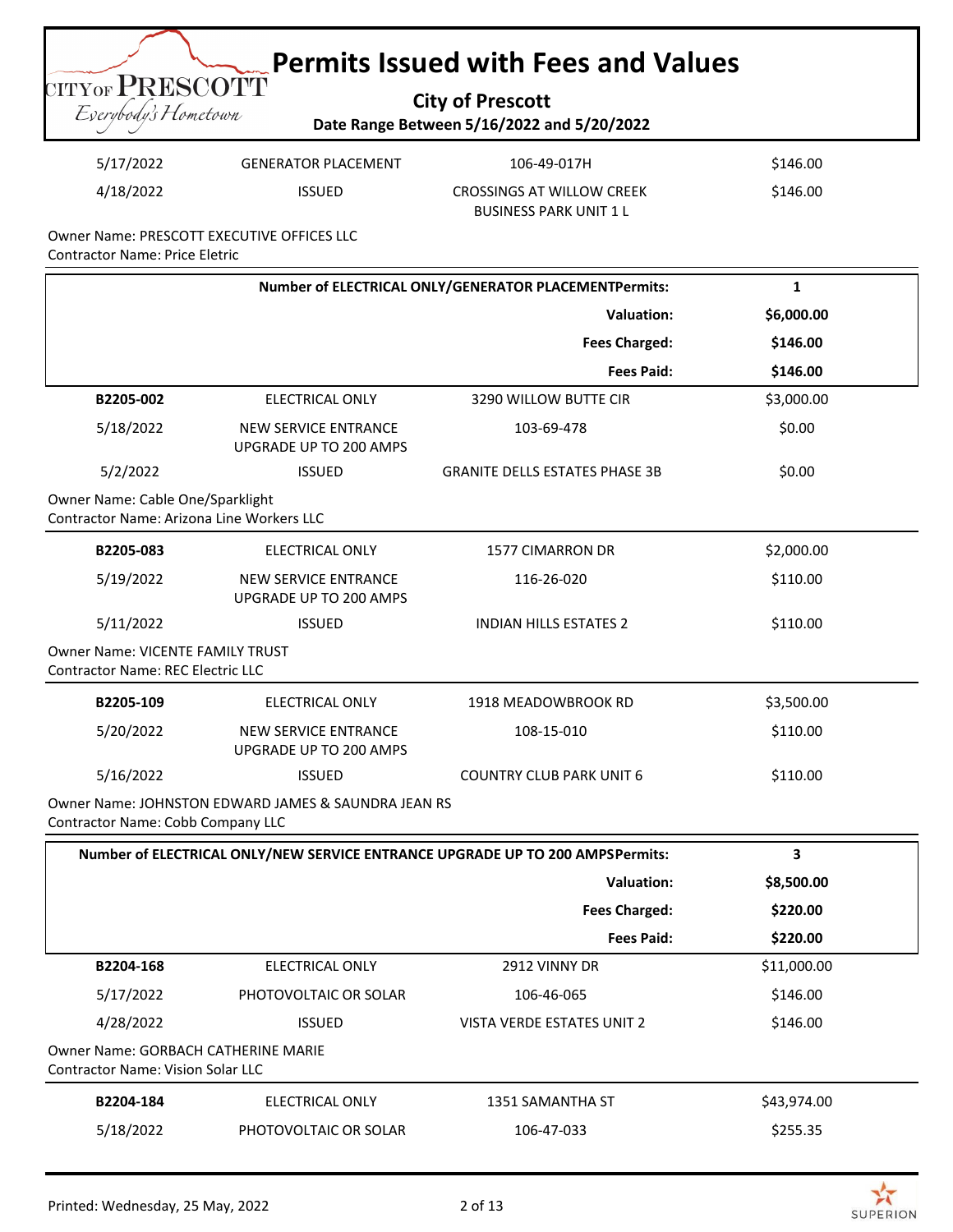# Permits Issued with Fees and Values

**City of Prescott**

**Date Range Between 5/16/2022 and 5/20/2022**

| | | | |
|---|---|---|---|
| 5/17/2022 | GENERATOR PLACEMENT | 106-49-017H | $146.00 |
| 4/18/2022 | ISSUED | CROSSINGS AT WILLOW CREEK BUSINESS PARK UNIT 1 L | $146.00 |

Owner Name: PRESCOTT EXECUTIVE OFFICES LLC
Contractor Name: Price Eletric

| | |
|---|---|
| **Number of ELECTRICAL ONLY/GENERATOR PLACEMENTPermits:** | **1** |
| **Valuation:** | **$6,000.00** |
| **Fees Charged:** | **$146.00** |
| **Fees Paid:** | **$146.00** |

| | | | |
|---|---|---|---|
| **B2205-002** | ELECTRICAL ONLY | 3290 WILLOW BUTTE CIR | $3,000.00 |
| 5/18/2022 | NEW SERVICE ENTRANCE UPGRADE UP TO 200 AMPS | 103-69-478 | $0.00 |
| 5/2/2022 | ISSUED | GRANITE DELLS ESTATES PHASE 3B | $0.00 |

Owner Name: Cable One/Sparklight
Contractor Name: Arizona Line Workers LLC

| | | | |
|---|---|---|---|
| **B2205-083** | ELECTRICAL ONLY | 1577 CIMARRON DR | $2,000.00 |
| 5/19/2022 | NEW SERVICE ENTRANCE UPGRADE UP TO 200 AMPS | 116-26-020 | $110.00 |
| 5/11/2022 | ISSUED | INDIAN HILLS ESTATES 2 | $110.00 |

Owner Name: VICENTE FAMILY TRUST
Contractor Name: REC Electric LLC

| | | | |
|---|---|---|---|
| **B2205-109** | ELECTRICAL ONLY | 1918 MEADOWBROOK RD | $3,500.00 |
| 5/20/2022 | NEW SERVICE ENTRANCE UPGRADE UP TO 200 AMPS | 108-15-010 | $110.00 |
| 5/16/2022 | ISSUED | COUNTRY CLUB PARK UNIT 6 | $110.00 |

Owner Name: JOHNSTON EDWARD JAMES & SAUNDRA JEAN RS
Contractor Name: Cobb Company LLC

| | |
|---|---|
| **Number of ELECTRICAL ONLY/NEW SERVICE ENTRANCE UPGRADE UP TO 200 AMPSPermits:** | **3** |
| **Valuation:** | **$8,500.00** |
| **Fees Charged:** | **$220.00** |
| **Fees Paid:** | **$220.00** |

| | | | |
|---|---|---|---|
| **B2204-168** | ELECTRICAL ONLY | 2912 VINNY DR | $11,000.00 |
| 5/17/2022 | PHOTOVOLTAIC OR SOLAR | 106-46-065 | $146.00 |
| 4/28/2022 | ISSUED | VISTA VERDE ESTATES UNIT 2 | $146.00 |

Owner Name: GORBACH CATHERINE MARIE
Contractor Name: Vision Solar LLC

| | | | |
|---|---|---|---|
| **B2204-184** | ELECTRICAL ONLY | 1351 SAMANTHA ST | $43,974.00 |
| 5/18/2022 | PHOTOVOLTAIC OR SOLAR | 106-47-033 | $255.35 |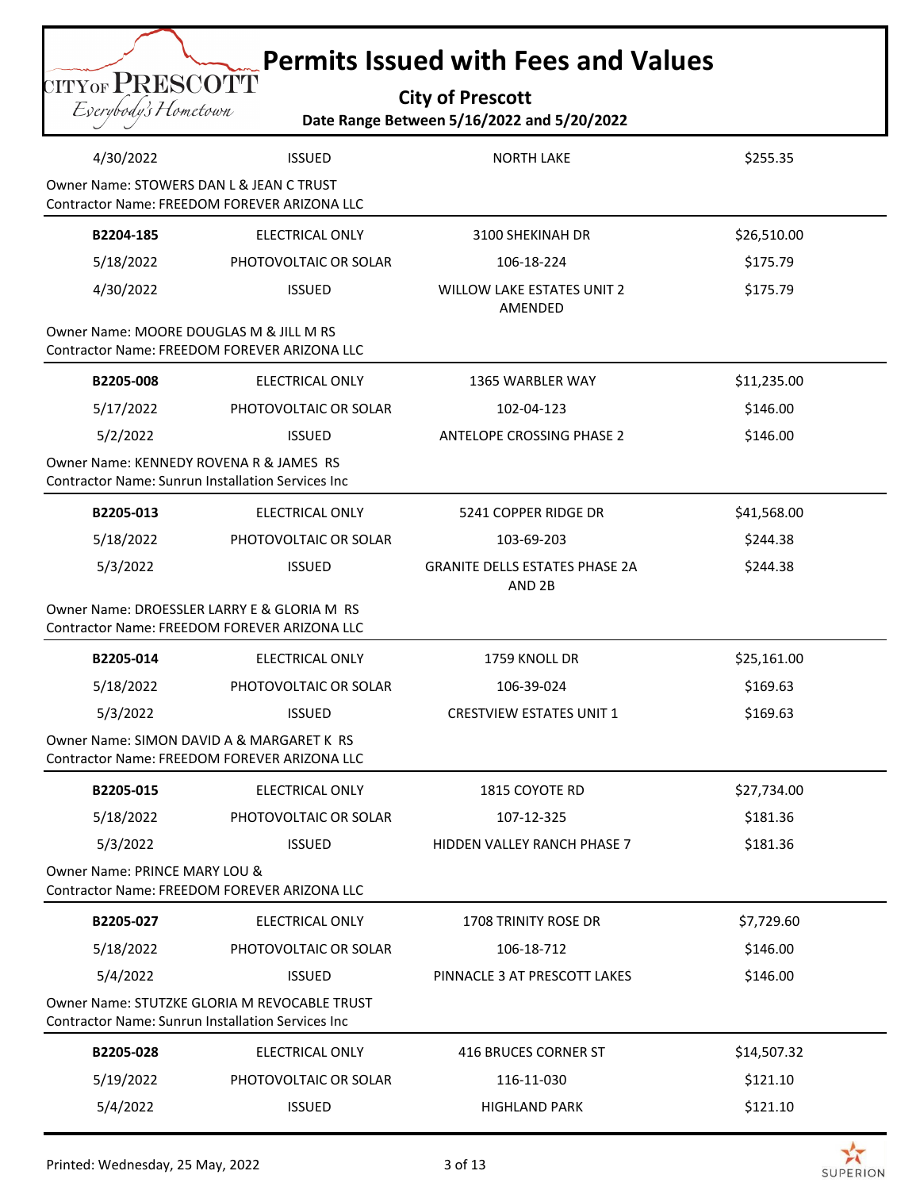# Permits Issued with Fees and Values

**City of Prescott**

**Date Range Between 5/16/2022 and 5/20/2022**

| | | | |
|---|---|---|---|
| 4/30/2022 | ISSUED | NORTH LAKE | $255.35 |

Owner Name: STOWERS DAN L & JEAN C TRUST
Contractor Name: FREEDOM FOREVER ARIZONA LLC

| | | | |
|---|---|---|---|
| **B2204-185** | ELECTRICAL ONLY | 3100 SHEKINAH DR | $26,510.00 |
| 5/18/2022 | PHOTOVOLTAIC OR SOLAR | 106-18-224 | $175.79 |
| 4/30/2022 | ISSUED | WILLOW LAKE ESTATES UNIT 2 AMENDED | $175.79 |

Owner Name: MOORE DOUGLAS M & JILL M RS
Contractor Name: FREEDOM FOREVER ARIZONA LLC

| | | | |
|---|---|---|---|
| **B2205-008** | ELECTRICAL ONLY | 1365 WARBLER WAY | $11,235.00 |
| 5/17/2022 | PHOTOVOLTAIC OR SOLAR | 102-04-123 | $146.00 |
| 5/2/2022 | ISSUED | ANTELOPE CROSSING PHASE 2 | $146.00 |

Owner Name: KENNEDY ROVENA R & JAMES RS
Contractor Name: Sunrun Installation Services Inc

| | | | |
|---|---|---|---|
| **B2205-013** | ELECTRICAL ONLY | 5241 COPPER RIDGE DR | $41,568.00 |
| 5/18/2022 | PHOTOVOLTAIC OR SOLAR | 103-69-203 | $244.38 |
| 5/3/2022 | ISSUED | GRANITE DELLS ESTATES PHASE 2A AND 2B | $244.38 |

Owner Name: DROESSLER LARRY E & GLORIA M RS
Contractor Name: FREEDOM FOREVER ARIZONA LLC

| | | | |
|---|---|---|---|
| **B2205-014** | ELECTRICAL ONLY | 1759 KNOLL DR | $25,161.00 |
| 5/18/2022 | PHOTOVOLTAIC OR SOLAR | 106-39-024 | $169.63 |
| 5/3/2022 | ISSUED | CRESTVIEW ESTATES UNIT 1 | $169.63 |

Owner Name: SIMON DAVID A & MARGARET K RS
Contractor Name: FREEDOM FOREVER ARIZONA LLC

| | | | |
|---|---|---|---|
| **B2205-015** | ELECTRICAL ONLY | 1815 COYOTE RD | $27,734.00 |
| 5/18/2022 | PHOTOVOLTAIC OR SOLAR | 107-12-325 | $181.36 |
| 5/3/2022 | ISSUED | HIDDEN VALLEY RANCH PHASE 7 | $181.36 |

Owner Name: PRINCE MARY LOU &
Contractor Name: FREEDOM FOREVER ARIZONA LLC

| | | | |
|---|---|---|---|
| **B2205-027** | ELECTRICAL ONLY | 1708 TRINITY ROSE DR | $7,729.60 |
| 5/18/2022 | PHOTOVOLTAIC OR SOLAR | 106-18-712 | $146.00 |
| 5/4/2022 | ISSUED | PINNACLE 3 AT PRESCOTT LAKES | $146.00 |

Owner Name: STUTZKE GLORIA M REVOCABLE TRUST
Contractor Name: Sunrun Installation Services Inc

| | | | |
|---|---|---|---|
| **B2205-028** | ELECTRICAL ONLY | 416 BRUCES CORNER ST | $14,507.32 |
| 5/19/2022 | PHOTOVOLTAIC OR SOLAR | 116-11-030 | $121.10 |
| 5/4/2022 | ISSUED | HIGHLAND PARK | $121.10 |

Printed: Wednesday, 25 May, 2022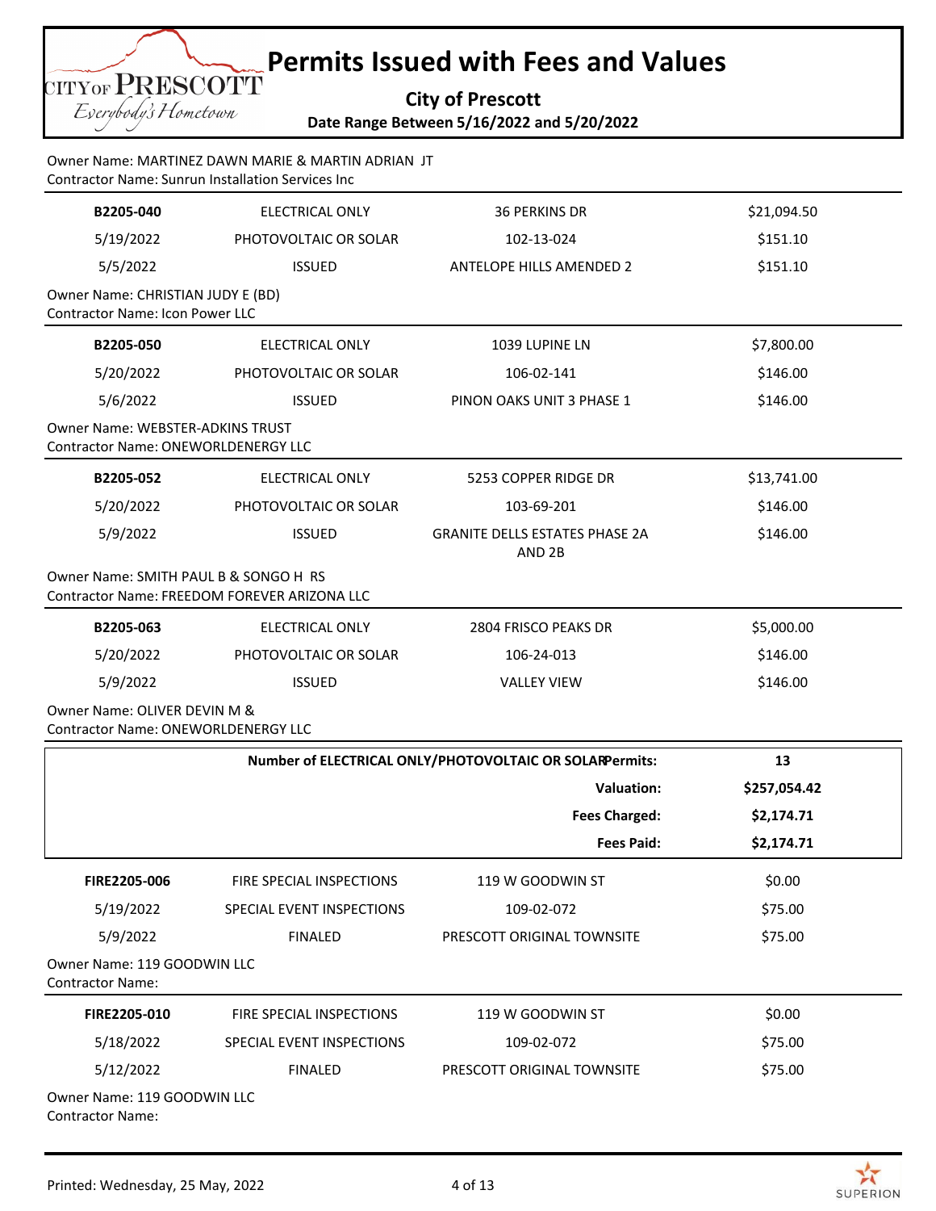# Permits Issued with Fees and Values

**City of Prescott**

**Date Range Between 5/16/2022 and 5/20/2022**

Owner Name: MARTINEZ DAWN MARIE & MARTIN ADRIAN JT
Contractor Name: Sunrun Installation Services Inc

| | | | |
|---|---|---|---|
| **B2205-040** | ELECTRICAL ONLY | 36 PERKINS DR | $21,094.50 |
| 5/19/2022 | PHOTOVOLTAIC OR SOLAR | 102-13-024 | $151.10 |
| 5/5/2022 | ISSUED | ANTELOPE HILLS AMENDED 2 | $151.10 |

Owner Name: CHRISTIAN JUDY E (BD)
Contractor Name: Icon Power LLC

| | | | |
|---|---|---|---|
| **B2205-050** | ELECTRICAL ONLY | 1039 LUPINE LN | $7,800.00 |
| 5/20/2022 | PHOTOVOLTAIC OR SOLAR | 106-02-141 | $146.00 |
| 5/6/2022 | ISSUED | PINON OAKS UNIT 3 PHASE 1 | $146.00 |

Owner Name: WEBSTER-ADKINS TRUST
Contractor Name: ONEWORLDENERGY LLC

| | | | |
|---|---|---|---|
| **B2205-052** | ELECTRICAL ONLY | 5253 COPPER RIDGE DR | $13,741.00 |
| 5/20/2022 | PHOTOVOLTAIC OR SOLAR | 103-69-201 | $146.00 |
| 5/9/2022 | ISSUED | GRANITE DELLS ESTATES PHASE 2A AND 2B | $146.00 |

Owner Name: SMITH PAUL B & SONGO H RS
Contractor Name: FREEDOM FOREVER ARIZONA LLC

| | | | |
|---|---|---|---|
| **B2205-063** | ELECTRICAL ONLY | 2804 FRISCO PEAKS DR | $5,000.00 |
| 5/20/2022 | PHOTOVOLTAIC OR SOLAR | 106-24-013 | $146.00 |
| 5/9/2022 | ISSUED | VALLEY VIEW | $146.00 |

Owner Name: OLIVER DEVIN M &
Contractor Name: ONEWORLDENERGY LLC

| | |
|---|---|
| **Number of ELECTRICAL ONLY/PHOTOVOLTAIC OR SOLAR Permits:** | **13** |
| **Valuation:** | **$257,054.42** |
| **Fees Charged:** | **$2,174.71** |
| **Fees Paid:** | **$2,174.71** |

| | | | |
|---|---|---|---|
| **FIRE2205-006** | FIRE SPECIAL INSPECTIONS | 119 W GOODWIN ST | $0.00 |
| 5/19/2022 | SPECIAL EVENT INSPECTIONS | 109-02-072 | $75.00 |
| 5/9/2022 | FINALED | PRESCOTT ORIGINAL TOWNSITE | $75.00 |

Owner Name: 119 GOODWIN LLC
Contractor Name:

| | | | |
|---|---|---|---|
| **FIRE2205-010** | FIRE SPECIAL INSPECTIONS | 119 W GOODWIN ST | $0.00 |
| 5/18/2022 | SPECIAL EVENT INSPECTIONS | 109-02-072 | $75.00 |
| 5/12/2022 | FINALED | PRESCOTT ORIGINAL TOWNSITE | $75.00 |

Owner Name: 119 GOODWIN LLC
Contractor Name: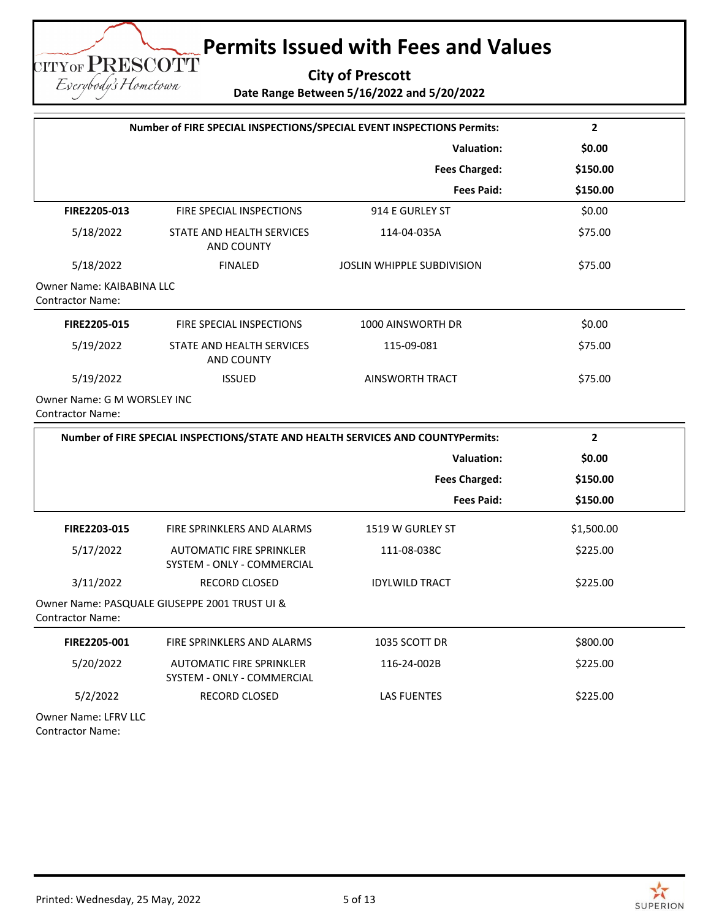# Permits Issued with Fees and Values

**City of Prescott**

**Date Range Between 5/16/2022 and 5/20/2022**

| **Number of FIRE SPECIAL INSPECTIONS/SPECIAL EVENT INSPECTIONS Permits:** | **2** |
|---|---|
| **Valuation:** | **$0.00** |
| **Fees Charged:** | **$150.00** |
| **Fees Paid:** | **$150.00** |

| | | | |
|---|---|---|---|
| **FIRE2205-013** | FIRE SPECIAL INSPECTIONS | 914 E GURLEY ST | $0.00 |
| 5/18/2022 | STATE AND HEALTH SERVICES AND COUNTY | 114-04-035A | $75.00 |
| 5/18/2022 | FINALED | JOSLIN WHIPPLE SUBDIVISION | $75.00 |

Owner Name: KAIBABINA LLC
Contractor Name:

| | | | |
|---|---|---|---|
| **FIRE2205-015** | FIRE SPECIAL INSPECTIONS | 1000 AINSWORTH DR | $0.00 |
| 5/19/2022 | STATE AND HEALTH SERVICES AND COUNTY | 115-09-081 | $75.00 |
| 5/19/2022 | ISSUED | AINSWORTH TRACT | $75.00 |

Owner Name: G M WORSLEY INC
Contractor Name:

| **Number of FIRE SPECIAL INSPECTIONS/STATE AND HEALTH SERVICES AND COUNTYPermits:** | **2** |
|---|---|
| **Valuation:** | **$0.00** |
| **Fees Charged:** | **$150.00** |
| **Fees Paid:** | **$150.00** |

| | | | |
|---|---|---|---|
| **FIRE2203-015** | FIRE SPRINKLERS AND ALARMS | 1519 W GURLEY ST | $1,500.00 |
| 5/17/2022 | AUTOMATIC FIRE SPRINKLER SYSTEM - ONLY - COMMERCIAL | 111-08-038C | $225.00 |
| 3/11/2022 | RECORD CLOSED | IDYLWILD TRACT | $225.00 |

Owner Name: PASQUALE GIUSEPPE 2001 TRUST UI &
Contractor Name:

| | | | |
|---|---|---|---|
| **FIRE2205-001** | FIRE SPRINKLERS AND ALARMS | 1035 SCOTT DR | $800.00 |
| 5/20/2022 | AUTOMATIC FIRE SPRINKLER SYSTEM - ONLY - COMMERCIAL | 116-24-002B | $225.00 |
| 5/2/2022 | RECORD CLOSED | LAS FUENTES | $225.00 |

Owner Name: LFRV LLC
Contractor Name: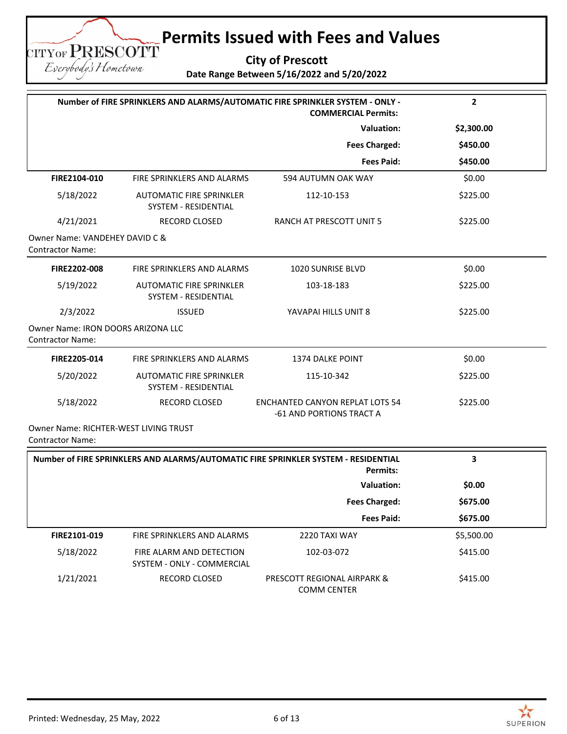# Permits Issued with Fees and Values

**City of Prescott**

**Date Range Between 5/16/2022 and 5/20/2022**

| | |
|---|---|
| **Number of FIRE SPRINKLERS AND ALARMS/AUTOMATIC FIRE SPRINKLER SYSTEM - ONLY - COMMERCIAL Permits:** | **2** |
| **Valuation:** | **$2,300.00** |
| **Fees Charged:** | **$450.00** |
| **Fees Paid:** | **$450.00** |

| | | | |
|---|---|---|---|
| **FIRE2104-010** | FIRE SPRINKLERS AND ALARMS | 594 AUTUMN OAK WAY | $0.00 |
| 5/18/2022 | AUTOMATIC FIRE SPRINKLER SYSTEM - RESIDENTIAL | 112-10-153 | $225.00 |
| 4/21/2021 | RECORD CLOSED | RANCH AT PRESCOTT UNIT 5 | $225.00 |

Owner Name: VANDEHEY DAVID C &
Contractor Name:

| | | | |
|---|---|---|---|
| **FIRE2202-008** | FIRE SPRINKLERS AND ALARMS | 1020 SUNRISE BLVD | $0.00 |
| 5/19/2022 | AUTOMATIC FIRE SPRINKLER SYSTEM - RESIDENTIAL | 103-18-183 | $225.00 |
| 2/3/2022 | ISSUED | YAVAPAI HILLS UNIT 8 | $225.00 |

Owner Name: IRON DOORS ARIZONA LLC
Contractor Name:

| | | | |
|---|---|---|---|
| **FIRE2205-014** | FIRE SPRINKLERS AND ALARMS | 1374 DALKE POINT | $0.00 |
| 5/20/2022 | AUTOMATIC FIRE SPRINKLER SYSTEM - RESIDENTIAL | 115-10-342 | $225.00 |
| 5/18/2022 | RECORD CLOSED | ENCHANTED CANYON REPLAT LOTS 54 -61 AND PORTIONS TRACT A | $225.00 |

Owner Name: RICHTER-WEST LIVING TRUST
Contractor Name:

| | |
|---|---|
| **Number of FIRE SPRINKLERS AND ALARMS/AUTOMATIC FIRE SPRINKLER SYSTEM - RESIDENTIAL Permits:** | **3** |
| **Valuation:** | **$0.00** |
| **Fees Charged:** | **$675.00** |
| **Fees Paid:** | **$675.00** |

| | | | |
|---|---|---|---|
| **FIRE2101-019** | FIRE SPRINKLERS AND ALARMS | 2220 TAXI WAY | $5,500.00 |
| 5/18/2022 | FIRE ALARM AND DETECTION SYSTEM - ONLY - COMMERCIAL | 102-03-072 | $415.00 |
| 1/21/2021 | RECORD CLOSED | PRESCOTT REGIONAL AIRPARK & COMM CENTER | $415.00 |

Printed: Wednesday, 25 May, 2022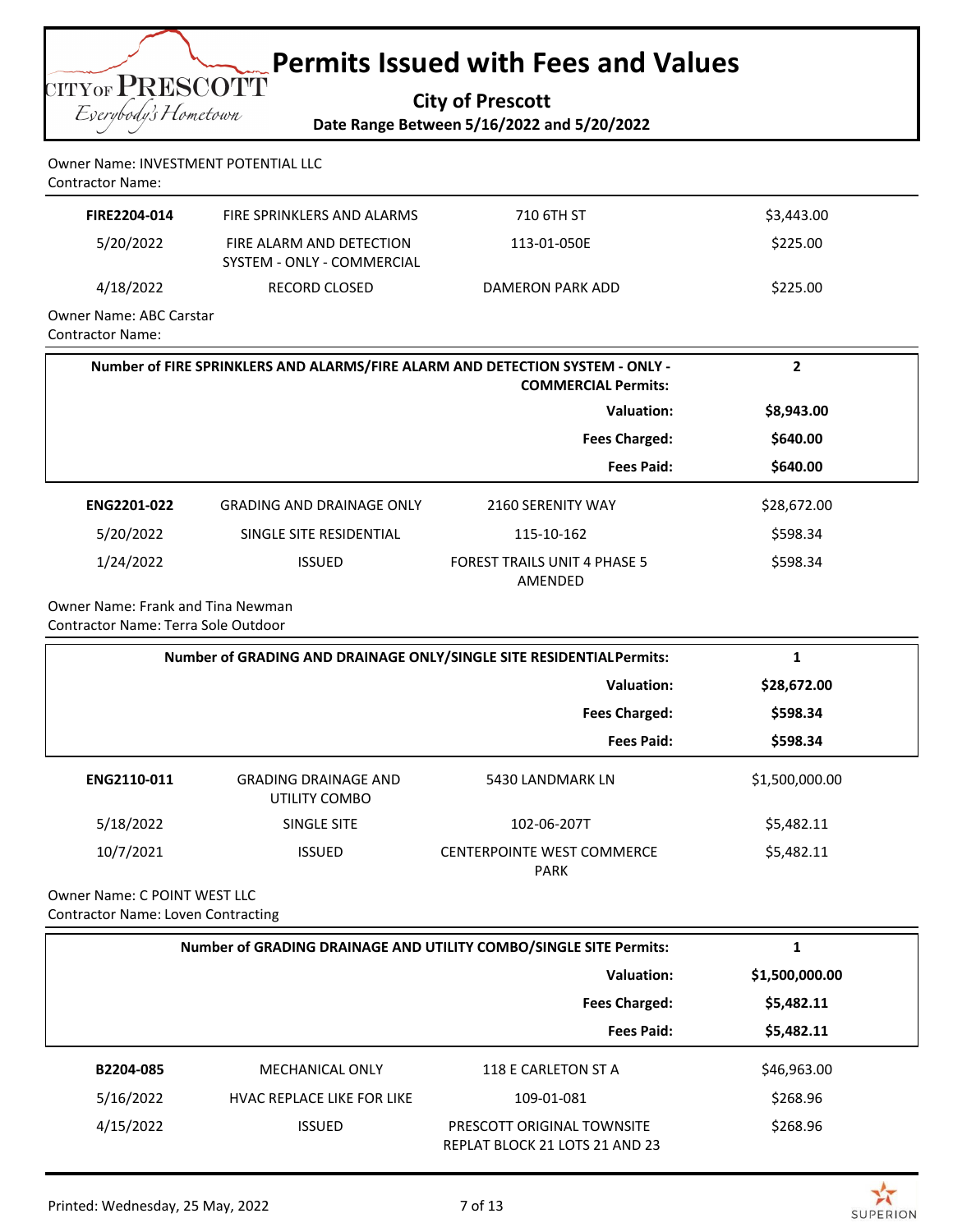# Permits Issued with Fees and Values

**City of Prescott**

**Date Range Between 5/16/2022 and 5/20/2022**

Owner Name: INVESTMENT POTENTIAL LLC
Contractor Name:

| | | | |
|---|---|---|---|
| **FIRE2204-014** | FIRE SPRINKLERS AND ALARMS | 710 6TH ST | $3,443.00 |
| 5/20/2022 | FIRE ALARM AND DETECTION SYSTEM - ONLY - COMMERCIAL | 113-01-050E | $225.00 |
| 4/18/2022 | RECORD CLOSED | DAMERON PARK ADD | $225.00 |

Owner Name: ABC Carstar
Contractor Name:

| | |
|---|---|
| **Number of FIRE SPRINKLERS AND ALARMS/FIRE ALARM AND DETECTION SYSTEM - ONLY - COMMERCIAL Permits:** | **2** |
| **Valuation:** | **$8,943.00** |
| **Fees Charged:** | **$640.00** |
| **Fees Paid:** | **$640.00** |

| | | | |
|---|---|---|---|
| **ENG2201-022** | GRADING AND DRAINAGE ONLY | 2160 SERENITY WAY | $28,672.00 |
| 5/20/2022 | SINGLE SITE RESIDENTIAL | 115-10-162 | $598.34 |
| 1/24/2022 | ISSUED | FOREST TRAILS UNIT 4 PHASE 5 AMENDED | $598.34 |

Owner Name: Frank and Tina Newman
Contractor Name: Terra Sole Outdoor

| | |
|---|---|
| **Number of GRADING AND DRAINAGE ONLY/SINGLE SITE RESIDENTIAL Permits:** | **1** |
| **Valuation:** | **$28,672.00** |
| **Fees Charged:** | **$598.34** |
| **Fees Paid:** | **$598.34** |

| | | | |
|---|---|---|---|
| **ENG2110-011** | GRADING DRAINAGE AND UTILITY COMBO | 5430 LANDMARK LN | $1,500,000.00 |
| 5/18/2022 | SINGLE SITE | 102-06-207T | $5,482.11 |
| 10/7/2021 | ISSUED | CENTERPOINTE WEST COMMERCE PARK | $5,482.11 |

Owner Name: C POINT WEST LLC
Contractor Name: Loven Contracting

| | |
|---|---|
| **Number of GRADING DRAINAGE AND UTILITY COMBO/SINGLE SITE Permits:** | **1** |
| **Valuation:** | **$1,500,000.00** |
| **Fees Charged:** | **$5,482.11** |
| **Fees Paid:** | **$5,482.11** |

| | | | |
|---|---|---|---|
| **B2204-085** | MECHANICAL ONLY | 118 E CARLETON ST A | $46,963.00 |
| 5/16/2022 | HVAC REPLACE LIKE FOR LIKE | 109-01-081 | $268.96 |
| 4/15/2022 | ISSUED | PRESCOTT ORIGINAL TOWNSITE REPLAT BLOCK 21 LOTS 21 AND 23 | $268.96 |

Printed: Wednesday, 25 May, 2022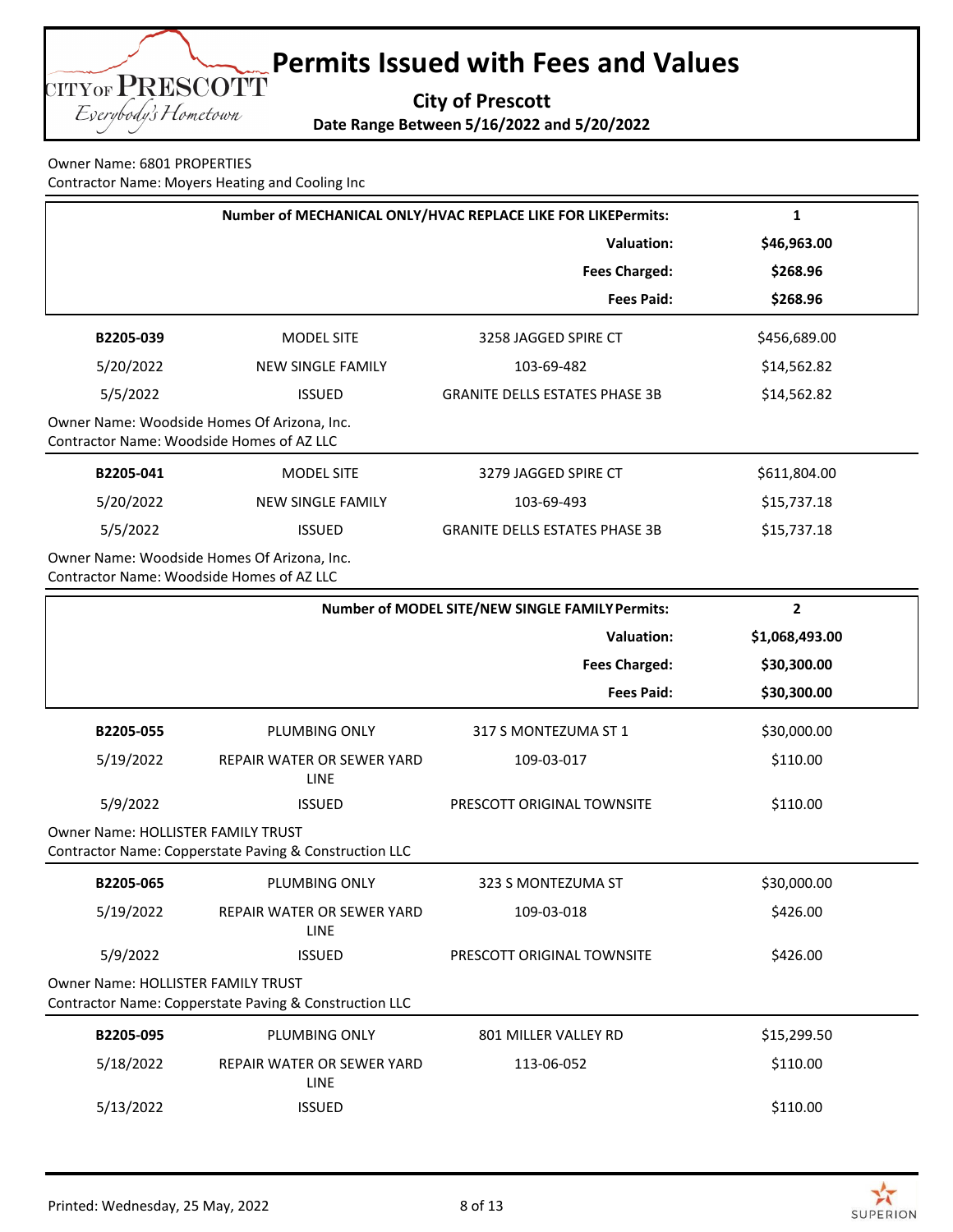# Permits Issued with Fees and Values

**City of Prescott**

**Date Range Between 5/16/2022 and 5/20/2022**

Owner Name: 6801 PROPERTIES
Contractor Name: Moyers Heating and Cooling Inc

| | |
|---|---|
| **Number of MECHANICAL ONLY/HVAC REPLACE LIKE FOR LIKEPermits:** | **1** |
| **Valuation:** | **$46,963.00** |
| **Fees Charged:** | **$268.96** |
| **Fees Paid:** | **$268.96** |

| | | | |
|---|---|---|---|
| **B2205-039** | MODEL SITE | 3258 JAGGED SPIRE CT | $456,689.00 |
| 5/20/2022 | NEW SINGLE FAMILY | 103-69-482 | $14,562.82 |
| 5/5/2022 | ISSUED | GRANITE DELLS ESTATES PHASE 3B | $14,562.82 |

Owner Name: Woodside Homes Of Arizona, Inc.
Contractor Name: Woodside Homes of AZ LLC

| | | | |
|---|---|---|---|
| **B2205-041** | MODEL SITE | 3279 JAGGED SPIRE CT | $611,804.00 |
| 5/20/2022 | NEW SINGLE FAMILY | 103-69-493 | $15,737.18 |
| 5/5/2022 | ISSUED | GRANITE DELLS ESTATES PHASE 3B | $15,737.18 |

Owner Name: Woodside Homes Of Arizona, Inc.
Contractor Name: Woodside Homes of AZ LLC

| | |
|---|---|
| **Number of MODEL SITE/NEW SINGLE FAMILY Permits:** | **2** |
| **Valuation:** | **$1,068,493.00** |
| **Fees Charged:** | **$30,300.00** |
| **Fees Paid:** | **$30,300.00** |

| | | | |
|---|---|---|---|
| **B2205-055** | PLUMBING ONLY | 317 S MONTEZUMA ST 1 | $30,000.00 |
| 5/19/2022 | REPAIR WATER OR SEWER YARD LINE | 109-03-017 | $110.00 |
| 5/9/2022 | ISSUED | PRESCOTT ORIGINAL TOWNSITE | $110.00 |

Owner Name: HOLLISTER FAMILY TRUST
Contractor Name: Copperstate Paving & Construction LLC

| | | | |
|---|---|---|---|
| **B2205-065** | PLUMBING ONLY | 323 S MONTEZUMA ST | $30,000.00 |
| 5/19/2022 | REPAIR WATER OR SEWER YARD LINE | 109-03-018 | $426.00 |
| 5/9/2022 | ISSUED | PRESCOTT ORIGINAL TOWNSITE | $426.00 |

Owner Name: HOLLISTER FAMILY TRUST
Contractor Name: Copperstate Paving & Construction LLC

| | | | |
|---|---|---|---|
| **B2205-095** | PLUMBING ONLY | 801 MILLER VALLEY RD | $15,299.50 |
| 5/18/2022 | REPAIR WATER OR SEWER YARD LINE | 113-06-052 | $110.00 |
| 5/13/2022 | ISSUED | | $110.00 |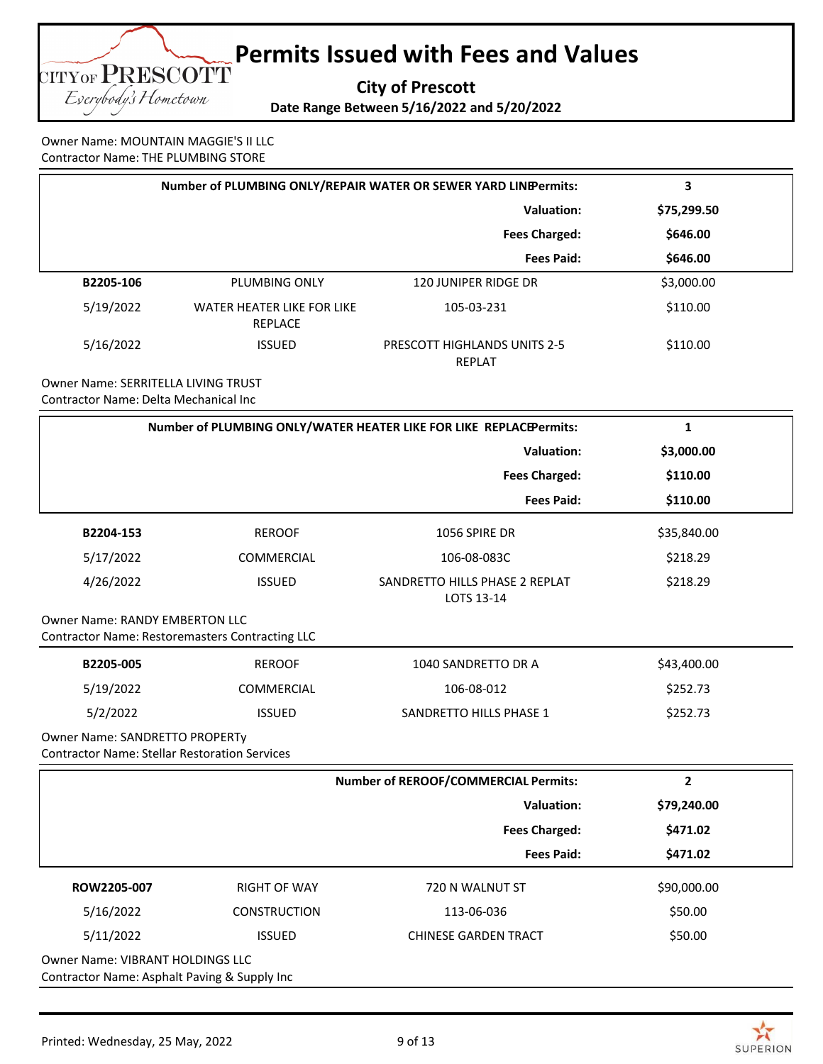# Permits Issued with Fees and Values

**City of Prescott**

**Date Range Between 5/16/2022 and 5/20/2022**

Owner Name: MOUNTAIN MAGGIE'S II LLC
Contractor Name: THE PLUMBING STORE

| | |
|---|---|
| **Number of PLUMBING ONLY/REPAIR WATER OR SEWER YARD LINE Permits:** | **3** |
| **Valuation:** | **$75,299.50** |
| **Fees Charged:** | **$646.00** |
| **Fees Paid:** | **$646.00** |

| | | | |
|---|---|---|---|
| **B2205-106** | PLUMBING ONLY | 120 JUNIPER RIDGE DR | $3,000.00 |
| 5/19/2022 | WATER HEATER LIKE FOR LIKE REPLACE | 105-03-231 | $110.00 |
| 5/16/2022 | ISSUED | PRESCOTT HIGHLANDS UNITS 2-5 REPLAT | $110.00 |

Owner Name: SERRITELLA LIVING TRUST
Contractor Name: Delta Mechanical Inc

| | |
|---|---|
| **Number of PLUMBING ONLY/WATER HEATER LIKE FOR LIKE REPLACE Permits:** | **1** |
| **Valuation:** | **$3,000.00** |
| **Fees Charged:** | **$110.00** |
| **Fees Paid:** | **$110.00** |

| | | | |
|---|---|---|---|
| **B2204-153** | REROOF | 1056 SPIRE DR | $35,840.00 |
| 5/17/2022 | COMMERCIAL | 106-08-083C | $218.29 |
| 4/26/2022 | ISSUED | SANDRETTO HILLS PHASE 2 REPLAT LOTS 13-14 | $218.29 |

Owner Name: RANDY EMBERTON LLC
Contractor Name: Restoremasters Contracting LLC

| | | | |
|---|---|---|---|
| **B2205-005** | REROOF | 1040 SANDRETTO DR A | $43,400.00 |
| 5/19/2022 | COMMERCIAL | 106-08-012 | $252.73 |
| 5/2/2022 | ISSUED | SANDRETTO HILLS PHASE 1 | $252.73 |

Owner Name: SANDRETTO PROPERTy
Contractor Name: Stellar Restoration Services

| | |
|---|---|
| **Number of REROOF/COMMERCIAL Permits:** | **2** |
| **Valuation:** | **$79,240.00** |
| **Fees Charged:** | **$471.02** |
| **Fees Paid:** | **$471.02** |

| | | | |
|---|---|---|---|
| **ROW2205-007** | RIGHT OF WAY | 720 N WALNUT ST | $90,000.00 |
| 5/16/2022 | CONSTRUCTION | 113-06-036 | $50.00 |
| 5/11/2022 | ISSUED | CHINESE GARDEN TRACT | $50.00 |

Owner Name: VIBRANT HOLDINGS LLC
Contractor Name: Asphalt Paving & Supply Inc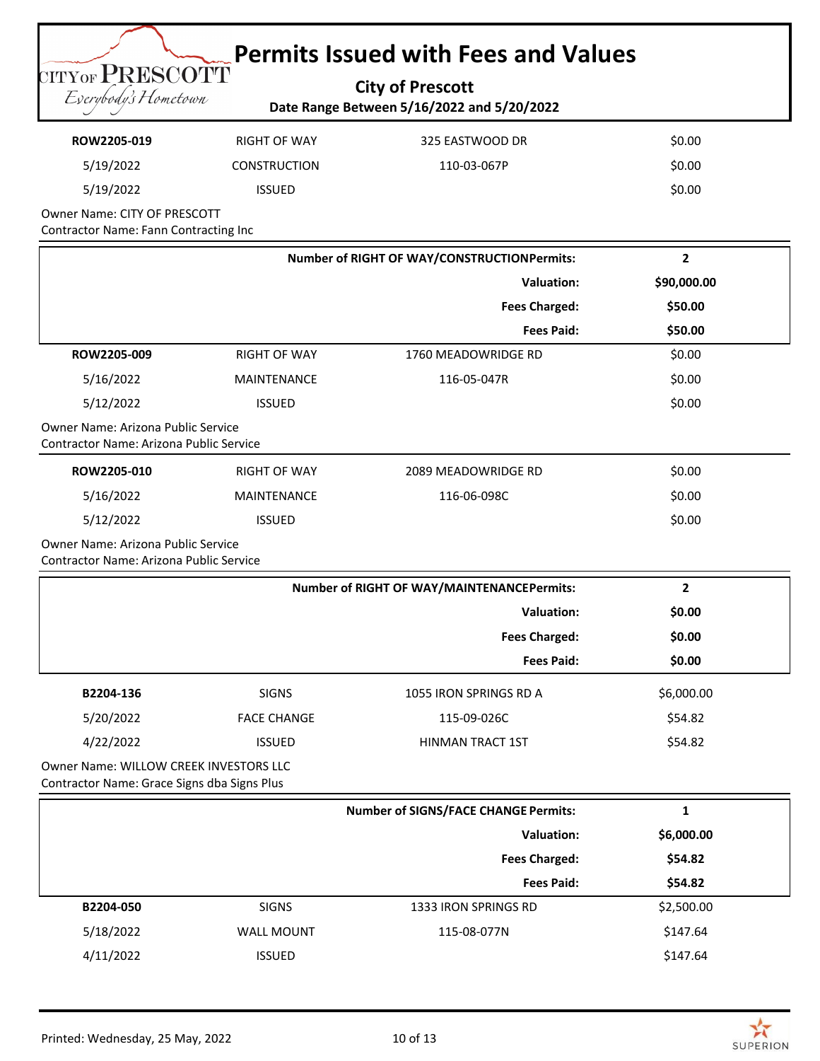# Permits Issued with Fees and Values

**City of Prescott**

**Date Range Between 5/16/2022 and 5/20/2022**

| | | | |
|---|---|---|---|
| **ROW2205-019** | RIGHT OF WAY | 325 EASTWOOD DR | $0.00 |
| 5/19/2022 | CONSTRUCTION | 110-03-067P | $0.00 |
| 5/19/2022 | ISSUED | | $0.00 |

Owner Name: CITY OF PRESCOTT
Contractor Name: Fann Contracting Inc

| | |
|---|---|
| **Number of RIGHT OF WAY/CONSTRUCTIONPermits:** | **2** |
| **Valuation:** | **$90,000.00** |
| **Fees Charged:** | **$50.00** |
| **Fees Paid:** | **$50.00** |

| | | | |
|---|---|---|---|
| **ROW2205-009** | RIGHT OF WAY | 1760 MEADOWRIDGE RD | $0.00 |
| 5/16/2022 | MAINTENANCE | 116-05-047R | $0.00 |
| 5/12/2022 | ISSUED | | $0.00 |

Owner Name: Arizona Public Service
Contractor Name: Arizona Public Service

| | | | |
|---|---|---|---|
| **ROW2205-010** | RIGHT OF WAY | 2089 MEADOWRIDGE RD | $0.00 |
| 5/16/2022 | MAINTENANCE | 116-06-098C | $0.00 |
| 5/12/2022 | ISSUED | | $0.00 |

Owner Name: Arizona Public Service
Contractor Name: Arizona Public Service

| | |
|---|---|
| **Number of RIGHT OF WAY/MAINTENANCEPermits:** | **2** |
| **Valuation:** | **$0.00** |
| **Fees Charged:** | **$0.00** |
| **Fees Paid:** | **$0.00** |

| | | | |
|---|---|---|---|
| **B2204-136** | SIGNS | 1055 IRON SPRINGS RD A | $6,000.00 |
| 5/20/2022 | FACE CHANGE | 115-09-026C | $54.82 |
| 4/22/2022 | ISSUED | HINMAN TRACT 1ST | $54.82 |

Owner Name: WILLOW CREEK INVESTORS LLC
Contractor Name: Grace Signs dba Signs Plus

| | |
|---|---|
| **Number of SIGNS/FACE CHANGE Permits:** | **1** |
| **Valuation:** | **$6,000.00** |
| **Fees Charged:** | **$54.82** |
| **Fees Paid:** | **$54.82** |

| | | | |
|---|---|---|---|
| **B2204-050** | SIGNS | 1333 IRON SPRINGS RD | $2,500.00 |
| 5/18/2022 | WALL MOUNT | 115-08-077N | $147.64 |
| 4/11/2022 | ISSUED | | $147.64 |

Printed: Wednesday, 25 May, 2022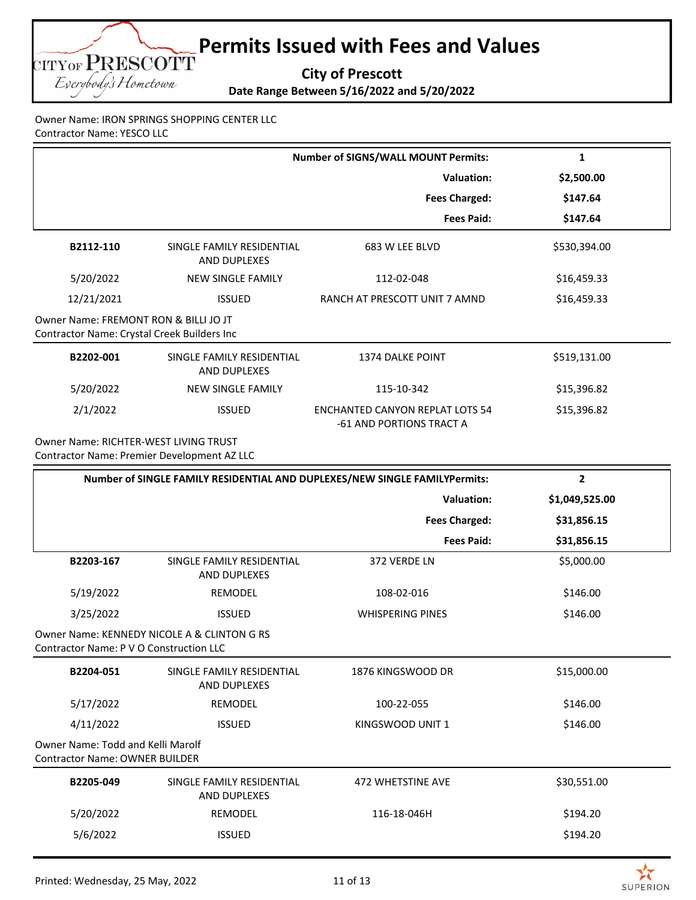# Permits Issued with Fees and Values

**City of Prescott**

**Date Range Between 5/16/2022 and 5/20/2022**

Owner Name: IRON SPRINGS SHOPPING CENTER LLC
Contractor Name: YESCO LLC

| | |
|---|---|
| **Number of SIGNS/WALL MOUNT Permits:** | **1** |
| **Valuation:** | **$2,500.00** |
| **Fees Charged:** | **$147.64** |
| **Fees Paid:** | **$147.64** |

| | | | |
|---|---|---|---|
| **B2112-110** | SINGLE FAMILY RESIDENTIAL AND DUPLEXES | 683 W LEE BLVD | $530,394.00 |
| 5/20/2022 | NEW SINGLE FAMILY | 112-02-048 | $16,459.33 |
| 12/21/2021 | ISSUED | RANCH AT PRESCOTT UNIT 7 AMND | $16,459.33 |

Owner Name: FREMONT RON & BILLI JO JT
Contractor Name: Crystal Creek Builders Inc

| | | | |
|---|---|---|---|
| **B2202-001** | SINGLE FAMILY RESIDENTIAL AND DUPLEXES | 1374 DALKE POINT | $519,131.00 |
| 5/20/2022 | NEW SINGLE FAMILY | 115-10-342 | $15,396.82 |
| 2/1/2022 | ISSUED | ENCHANTED CANYON REPLAT LOTS 54 -61 AND PORTIONS TRACT A | $15,396.82 |

Owner Name: RICHTER-WEST LIVING TRUST
Contractor Name: Premier Development AZ LLC

| | |
|---|---|
| **Number of SINGLE FAMILY RESIDENTIAL AND DUPLEXES/NEW SINGLE FAMILYPermits:** | **2** |
| **Valuation:** | **$1,049,525.00** |
| **Fees Charged:** | **$31,856.15** |
| **Fees Paid:** | **$31,856.15** |

| | | | |
|---|---|---|---|
| **B2203-167** | SINGLE FAMILY RESIDENTIAL AND DUPLEXES | 372 VERDE LN | $5,000.00 |
| 5/19/2022 | REMODEL | 108-02-016 | $146.00 |
| 3/25/2022 | ISSUED | WHISPERING PINES | $146.00 |

Owner Name: KENNEDY NICOLE A & CLINTON G RS
Contractor Name: P V O Construction LLC

| | | | |
|---|---|---|---|
| **B2204-051** | SINGLE FAMILY RESIDENTIAL AND DUPLEXES | 1876 KINGSWOOD DR | $15,000.00 |
| 5/17/2022 | REMODEL | 100-22-055 | $146.00 |
| 4/11/2022 | ISSUED | KINGSWOOD UNIT 1 | $146.00 |

Owner Name: Todd and Kelli Marolf
Contractor Name: OWNER BUILDER

| | | | |
|---|---|---|---|
| **B2205-049** | SINGLE FAMILY RESIDENTIAL AND DUPLEXES | 472 WHETSTINE AVE | $30,551.00 |
| 5/20/2022 | REMODEL | 116-18-046H | $194.20 |
| 5/6/2022 | ISSUED | | $194.20 |

Printed: Wednesday, 25 May, 2022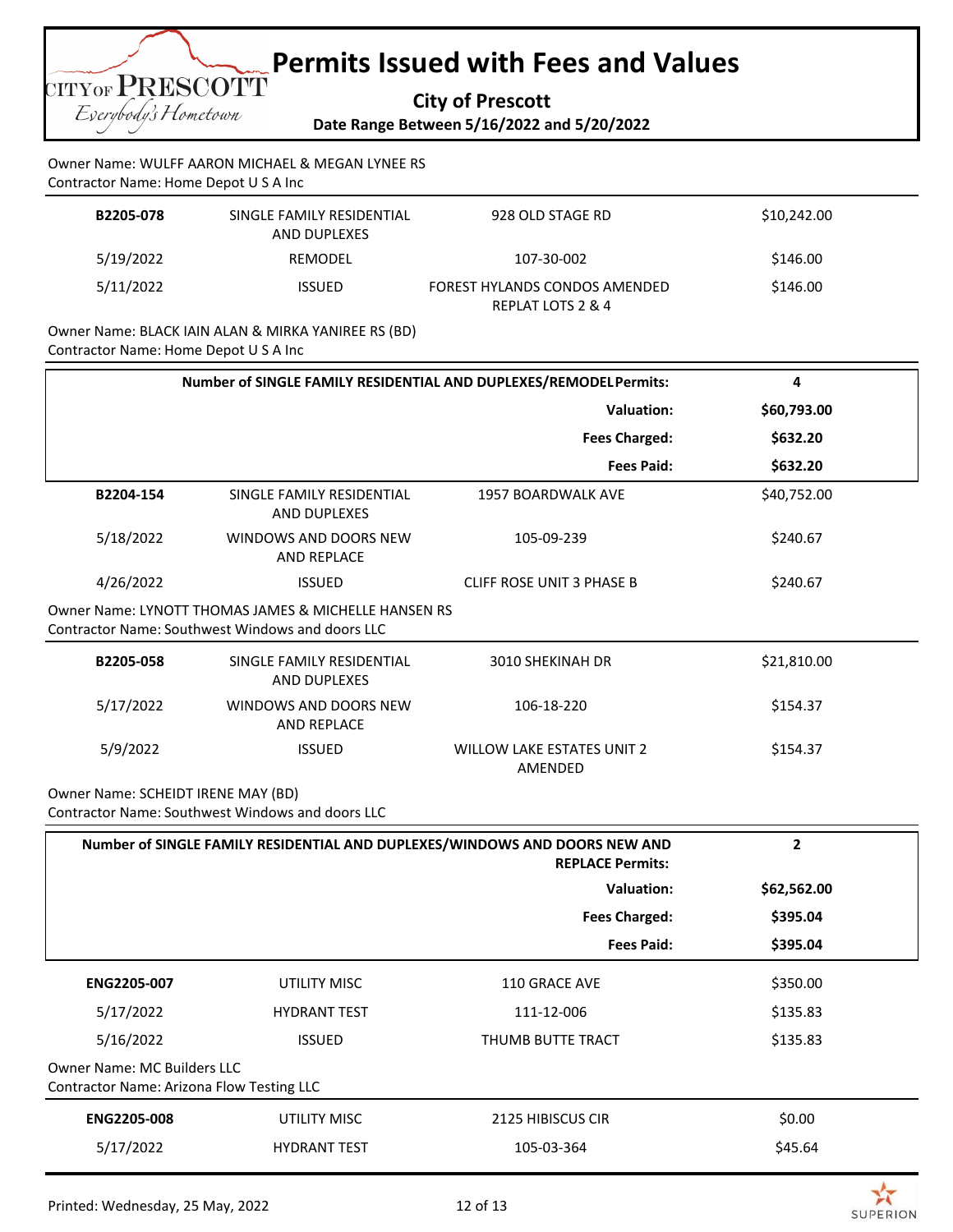# Permits Issued with Fees and Values

**City of Prescott**

**Date Range Between 5/16/2022 and 5/20/2022**

Owner Name: WULFF AARON MICHAEL & MEGAN LYNEE RS
Contractor Name: Home Depot U S A Inc

| | | | |
|---|---|---|---|
| **B2205-078** | SINGLE FAMILY RESIDENTIAL AND DUPLEXES | 928 OLD STAGE RD | $10,242.00 |
| 5/19/2022 | REMODEL | 107-30-002 | $146.00 |
| 5/11/2022 | ISSUED | FOREST HYLANDS CONDOS AMENDED REPLAT LOTS 2 & 4 | $146.00 |

Owner Name: BLACK IAIN ALAN & MIRKA YANIREE RS (BD)
Contractor Name: Home Depot U S A Inc

| | |
|---|---|
| **Number of SINGLE FAMILY RESIDENTIAL AND DUPLEXES/REMODEL Permits:** | **4** |
| **Valuation:** | **$60,793.00** |
| **Fees Charged:** | **$632.20** |
| **Fees Paid:** | **$632.20** |

| | | | |
|---|---|---|---|
| **B2204-154** | SINGLE FAMILY RESIDENTIAL AND DUPLEXES | 1957 BOARDWALK AVE | $40,752.00 |
| 5/18/2022 | WINDOWS AND DOORS NEW AND REPLACE | 105-09-239 | $240.67 |
| 4/26/2022 | ISSUED | CLIFF ROSE UNIT 3 PHASE B | $240.67 |

Owner Name: LYNOTT THOMAS JAMES & MICHELLE HANSEN RS
Contractor Name: Southwest Windows and doors LLC

| | | | |
|---|---|---|---|
| **B2205-058** | SINGLE FAMILY RESIDENTIAL AND DUPLEXES | 3010 SHEKINAH DR | $21,810.00 |
| 5/17/2022 | WINDOWS AND DOORS NEW AND REPLACE | 106-18-220 | $154.37 |
| 5/9/2022 | ISSUED | WILLOW LAKE ESTATES UNIT 2 AMENDED | $154.37 |

Owner Name: SCHEIDT IRENE MAY (BD)
Contractor Name: Southwest Windows and doors LLC

| | |
|---|---|
| **Number of SINGLE FAMILY RESIDENTIAL AND DUPLEXES/WINDOWS AND DOORS NEW AND REPLACE Permits:** | **2** |
| **Valuation:** | **$62,562.00** |
| **Fees Charged:** | **$395.04** |
| **Fees Paid:** | **$395.04** |

| | | | |
|---|---|---|---|
| **ENG2205-007** | UTILITY MISC | 110 GRACE AVE | $350.00 |
| 5/17/2022 | HYDRANT TEST | 111-12-006 | $135.83 |
| 5/16/2022 | ISSUED | THUMB BUTTE TRACT | $135.83 |

Owner Name: MC Builders LLC
Contractor Name: Arizona Flow Testing LLC

| | | | |
|---|---|---|---|
| **ENG2205-008** | UTILITY MISC | 2125 HIBISCUS CIR | $0.00 |
| 5/17/2022 | HYDRANT TEST | 105-03-364 | $45.64 |

Printed: Wednesday, 25 May, 2022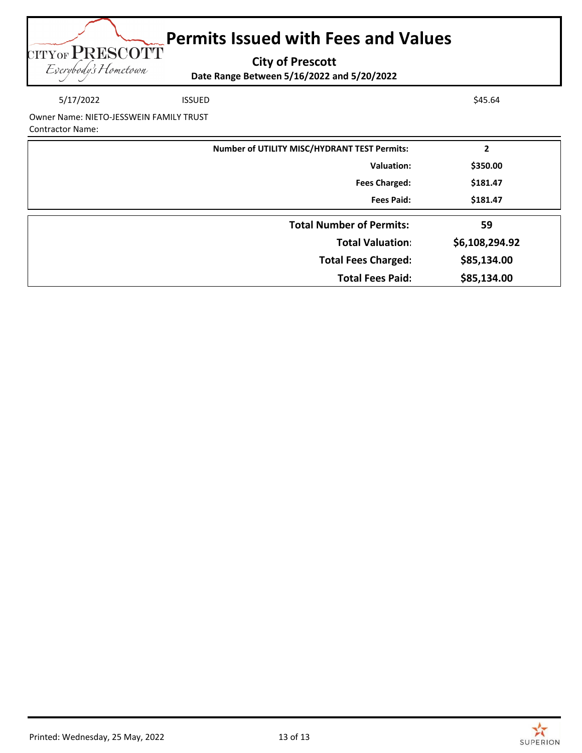# Permits Issued with Fees and Values

**City of Prescott**

**Date Range Between 5/16/2022 and 5/20/2022**

| | | |
|---|---|---|
| 5/17/2022 | ISSUED | $45.64 |

Owner Name: NIETO-JESSWEIN FAMILY TRUST
Contractor Name:

| | |
|---|---|
| **Number of UTILITY MISC/HYDRANT TEST Permits:** | **2** |
| **Valuation:** | **$350.00** |
| **Fees Charged:** | **$181.47** |
| **Fees Paid:** | **$181.47** |

| | |
|---|---|
| **Total Number of Permits:** | **59** |
| **Total Valuation:** | **$6,108,294.92** |
| **Total Fees Charged:** | **$85,134.00** |
| **Total Fees Paid:** | **$85,134.00** |

Printed: Wednesday, 25 May, 2022